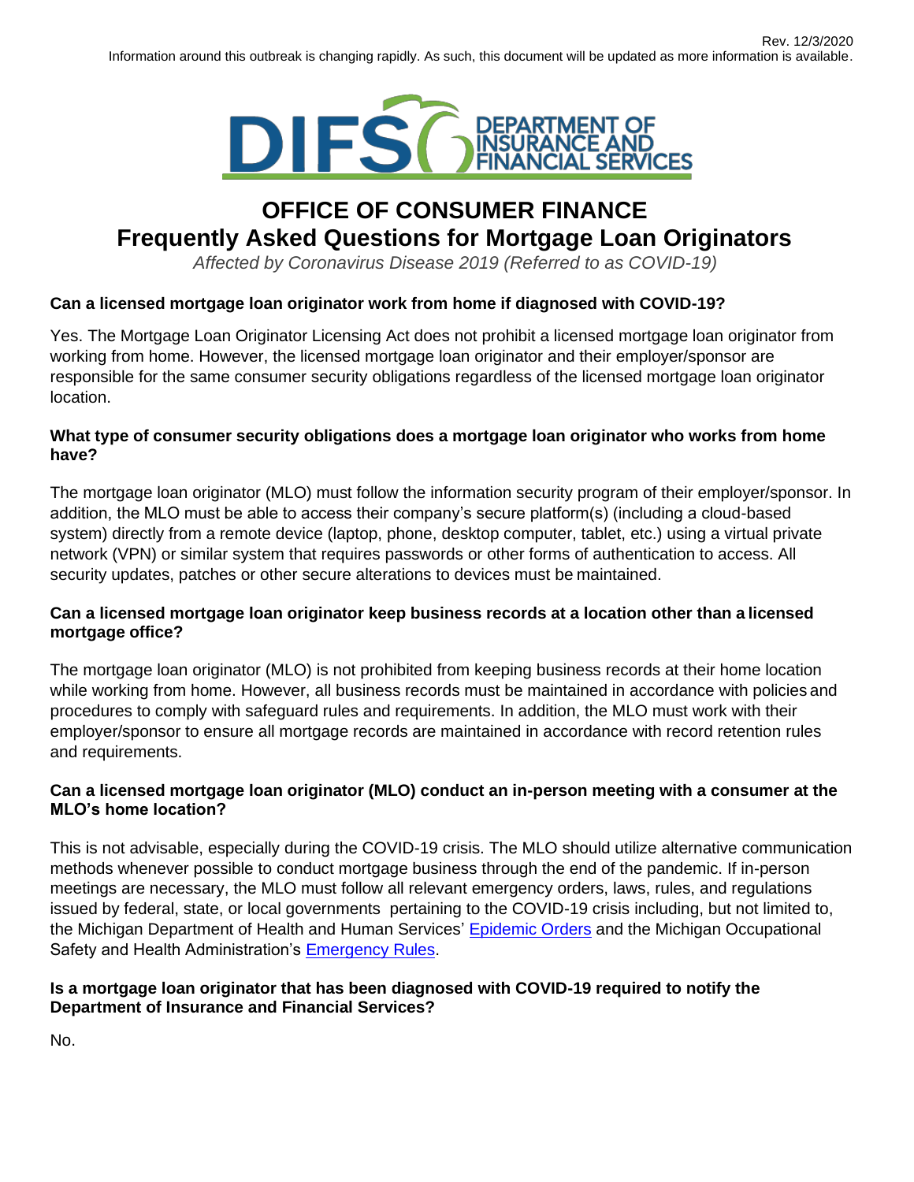Rev. 12/3/2020

Information around this outbreak is changing rapidly. As such, this document will be updated as more information is available.

DIFS DEPARTMENT OF INSURANCE AND FINANCIAL SERVICES

# OFFICE OF CONSUMER FINANCE
# Frequently Asked Questions for Mortgage Loan Originators

*Affected by Coronavirus Disease 2019 (Referred to as COVID-19)*

**Can a licensed mortgage loan originator work from home if diagnosed with COVID-19?**

Yes. The Mortgage Loan Originator Licensing Act does not prohibit a licensed mortgage loan originator from working from home. However, the licensed mortgage loan originator and their employer/sponsor are responsible for the same consumer security obligations regardless of the licensed mortgage loan originator location.

**What type of consumer security obligations does a mortgage loan originator who works from home have?**

The mortgage loan originator (MLO) must follow the information security program of their employer/sponsor. In addition, the MLO must be able to access their company's secure platform(s) (including a cloud-based system) directly from a remote device (laptop, phone, desktop computer, tablet, etc.) using a virtual private network (VPN) or similar system that requires passwords or other forms of authentication to access. All security updates, patches or other secure alterations to devices must be maintained.

**Can a licensed mortgage loan originator keep business records at a location other than a licensed mortgage office?**

The mortgage loan originator (MLO) is not prohibited from keeping business records at their home location while working from home. However, all business records must be maintained in accordance with policies and procedures to comply with safeguard rules and requirements. In addition, the MLO must work with their employer/sponsor to ensure all mortgage records are maintained in accordance with record retention rules and requirements.

**Can a licensed mortgage loan originator (MLO) conduct an in-person meeting with a consumer at the MLO's home location?**

This is not advisable, especially during the COVID-19 crisis. The MLO should utilize alternative communication methods whenever possible to conduct mortgage business through the end of the pandemic. If in-person meetings are necessary, the MLO must follow all relevant emergency orders, laws, rules, and regulations issued by federal, state, or local governments pertaining to the COVID-19 crisis including, but not limited to, the Michigan Department of Health and Human Services' Epidemic Orders and the Michigan Occupational Safety and Health Administration's Emergency Rules.

**Is a mortgage loan originator that has been diagnosed with COVID-19 required to notify the Department of Insurance and Financial Services?**

No.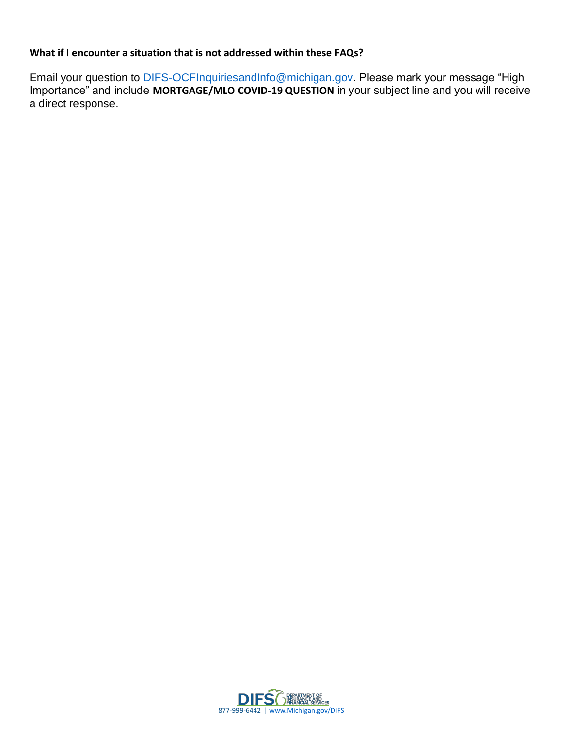**What if I encounter a situation that is not addressed within these FAQs?**

Email your question to [DIFS-OCFInquiriesandInfo@michigan.gov](mailto:DIFS-OCFInquiriesandInfo@michigan.gov). Please mark your message "High Importance" and include **MORTGAGE/MLO COVID-19 QUESTION** in your subject line and you will receive a direct response.